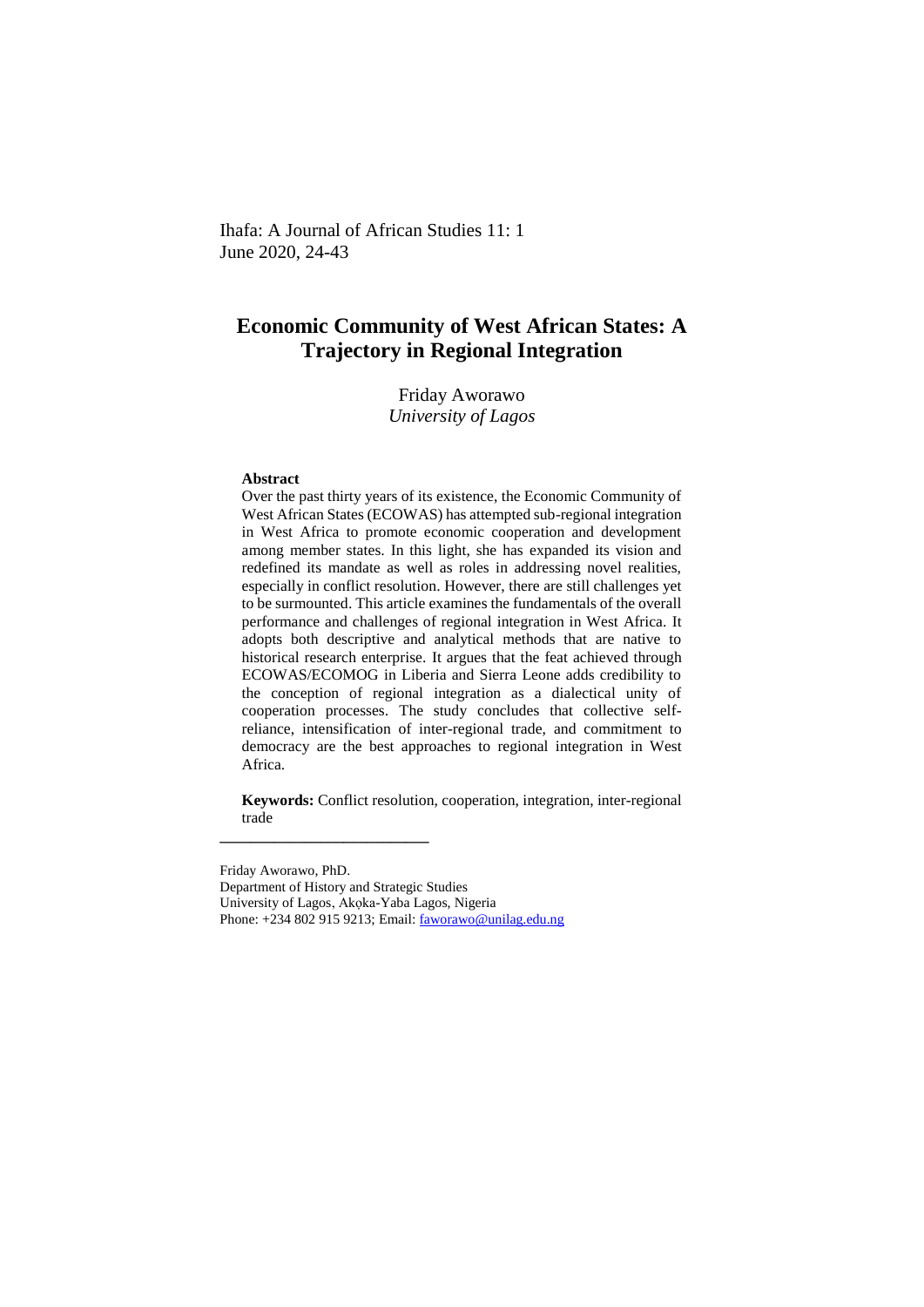Ihafa: A Journal of African Studies 11: 1
June 2020, 24-43

# Economic Community of West African States: A Trajectory in Regional Integration

Friday Aworawo
*University of Lagos*

**Abstract**

Over the past thirty years of its existence, the Economic Community of West African States (ECOWAS) has attempted sub-regional integration in West Africa to promote economic cooperation and development among member states. In this light, she has expanded its vision and redefined its mandate as well as roles in addressing novel realities, especially in conflict resolution. However, there are still challenges yet to be surmounted. This article examines the fundamentals of the overall performance and challenges of regional integration in West Africa. It adopts both descriptive and analytical methods that are native to historical research enterprise. It argues that the feat achieved through ECOWAS/ECOMOG in Liberia and Sierra Leone adds credibility to the conception of regional integration as a dialectical unity of cooperation processes. The study concludes that collective self-reliance, intensification of inter-regional trade, and commitment to democracy are the best approaches to regional integration in West Africa.

**Keywords:** Conflict resolution, cooperation, integration, inter-regional trade

---

Friday Aworawo, PhD.
Department of History and Strategic Studies
University of Lagos, Akọka-Yaba Lagos, Nigeria
Phone: +234 802 915 9213; Email: faworawo@unilag.edu.ng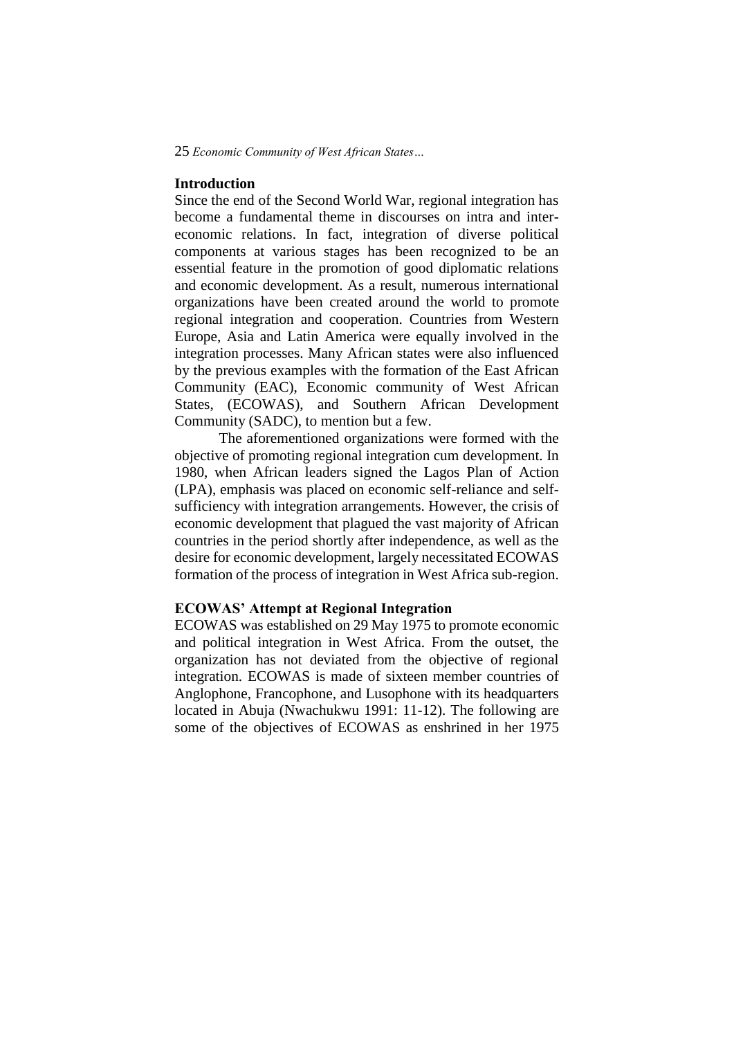## Introduction

Since the end of the Second World War, regional integration has become a fundamental theme in discourses on intra and inter-economic relations. In fact, integration of diverse political components at various stages has been recognized to be an essential feature in the promotion of good diplomatic relations and economic development. As a result, numerous international organizations have been created around the world to promote regional integration and cooperation. Countries from Western Europe, Asia and Latin America were equally involved in the integration processes. Many African states were also influenced by the previous examples with the formation of the East African Community (EAC), Economic community of West African States, (ECOWAS), and Southern African Development Community (SADC), to mention but a few.

The aforementioned organizations were formed with the objective of promoting regional integration cum development. In 1980, when African leaders signed the Lagos Plan of Action (LPA), emphasis was placed on economic self-reliance and self-sufficiency with integration arrangements. However, the crisis of economic development that plagued the vast majority of African countries in the period shortly after independence, as well as the desire for economic development, largely necessitated ECOWAS formation of the process of integration in West Africa sub-region.

## ECOWAS' Attempt at Regional Integration

ECOWAS was established on 29 May 1975 to promote economic and political integration in West Africa. From the outset, the organization has not deviated from the objective of regional integration. ECOWAS is made of sixteen member countries of Anglophone, Francophone, and Lusophone with its headquarters located in Abuja (Nwachukwu 1991: 11-12). The following are some of the objectives of ECOWAS as enshrined in her 1975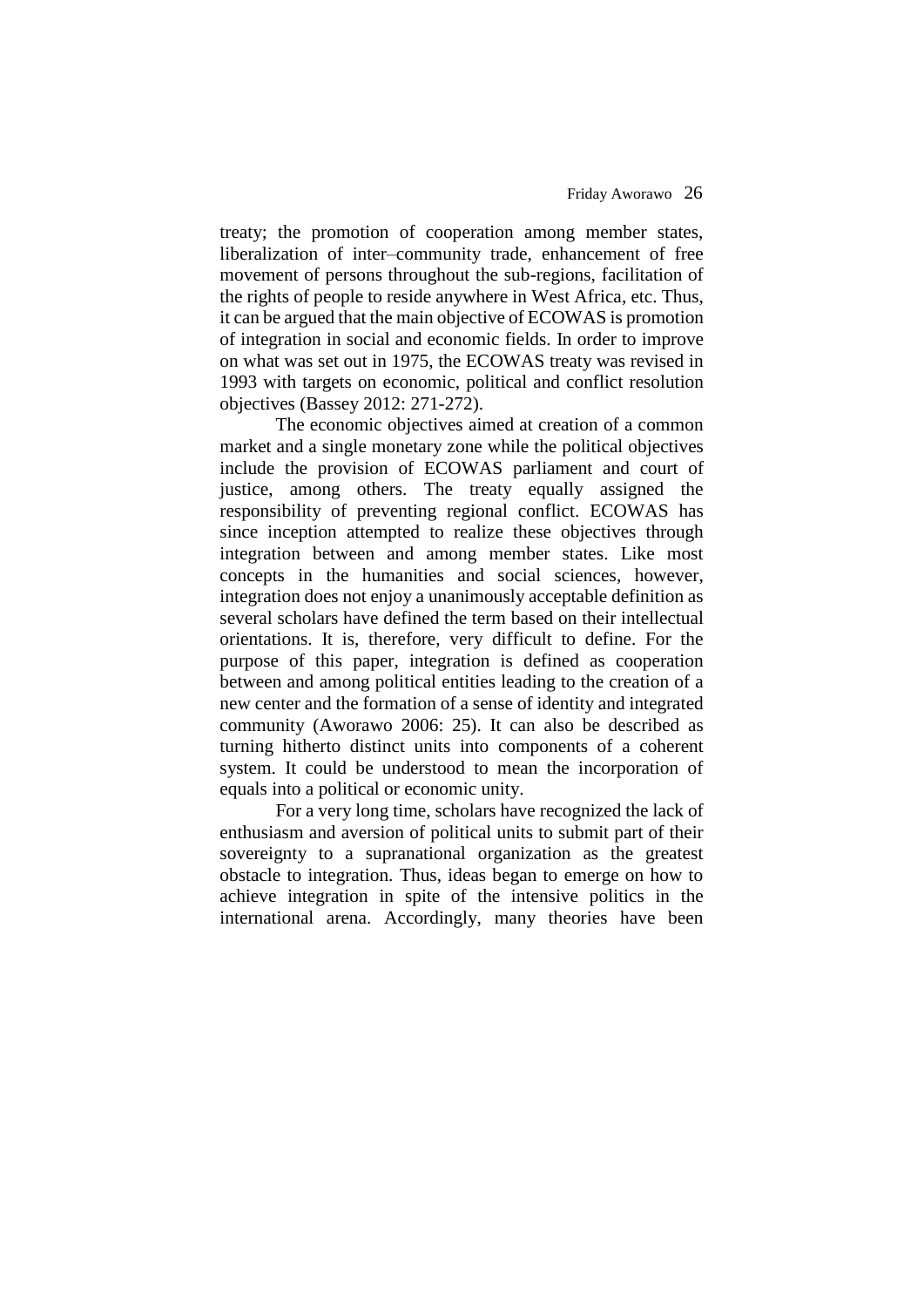treaty; the promotion of cooperation among member states, liberalization of inter–community trade, enhancement of free movement of persons throughout the sub-regions, facilitation of the rights of people to reside anywhere in West Africa, etc. Thus, it can be argued that the main objective of ECOWAS is promotion of integration in social and economic fields. In order to improve on what was set out in 1975, the ECOWAS treaty was revised in 1993 with targets on economic, political and conflict resolution objectives (Bassey 2012: 271-272).

The economic objectives aimed at creation of a common market and a single monetary zone while the political objectives include the provision of ECOWAS parliament and court of justice, among others. The treaty equally assigned the responsibility of preventing regional conflict. ECOWAS has since inception attempted to realize these objectives through integration between and among member states. Like most concepts in the humanities and social sciences, however, integration does not enjoy a unanimously acceptable definition as several scholars have defined the term based on their intellectual orientations. It is, therefore, very difficult to define. For the purpose of this paper, integration is defined as cooperation between and among political entities leading to the creation of a new center and the formation of a sense of identity and integrated community (Aworawo 2006: 25). It can also be described as turning hitherto distinct units into components of a coherent system. It could be understood to mean the incorporation of equals into a political or economic unity.

For a very long time, scholars have recognized the lack of enthusiasm and aversion of political units to submit part of their sovereignty to a supranational organization as the greatest obstacle to integration. Thus, ideas began to emerge on how to achieve integration in spite of the intensive politics in the international arena. Accordingly, many theories have been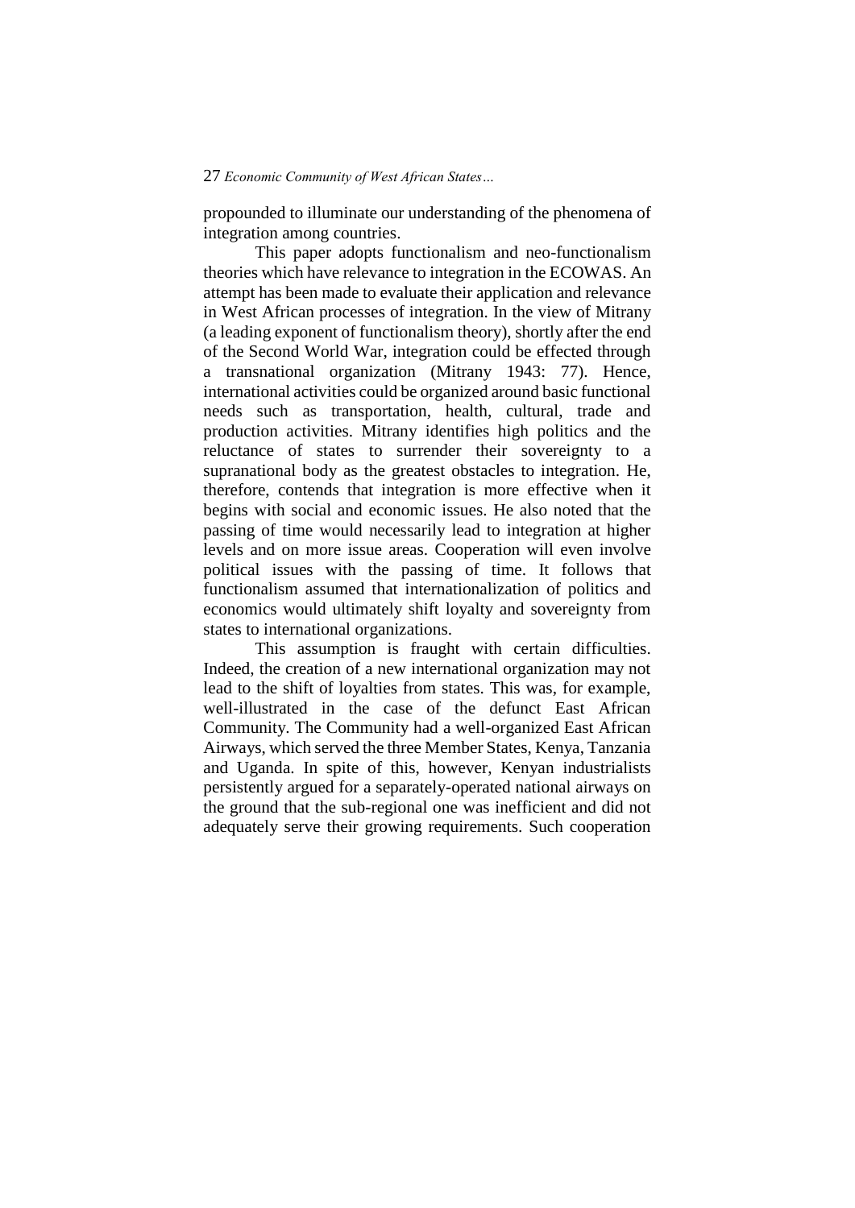propounded to illuminate our understanding of the phenomena of integration among countries.

This paper adopts functionalism and neo-functionalism theories which have relevance to integration in the ECOWAS. An attempt has been made to evaluate their application and relevance in West African processes of integration. In the view of Mitrany (a leading exponent of functionalism theory), shortly after the end of the Second World War, integration could be effected through a transnational organization (Mitrany 1943: 77). Hence, international activities could be organized around basic functional needs such as transportation, health, cultural, trade and production activities. Mitrany identifies high politics and the reluctance of states to surrender their sovereignty to a supranational body as the greatest obstacles to integration. He, therefore, contends that integration is more effective when it begins with social and economic issues. He also noted that the passing of time would necessarily lead to integration at higher levels and on more issue areas. Cooperation will even involve political issues with the passing of time. It follows that functionalism assumed that internationalization of politics and economics would ultimately shift loyalty and sovereignty from states to international organizations.

This assumption is fraught with certain difficulties. Indeed, the creation of a new international organization may not lead to the shift of loyalties from states. This was, for example, well-illustrated in the case of the defunct East African Community. The Community had a well-organized East African Airways, which served the three Member States, Kenya, Tanzania and Uganda. In spite of this, however, Kenyan industrialists persistently argued for a separately-operated national airways on the ground that the sub-regional one was inefficient and did not adequately serve their growing requirements. Such cooperation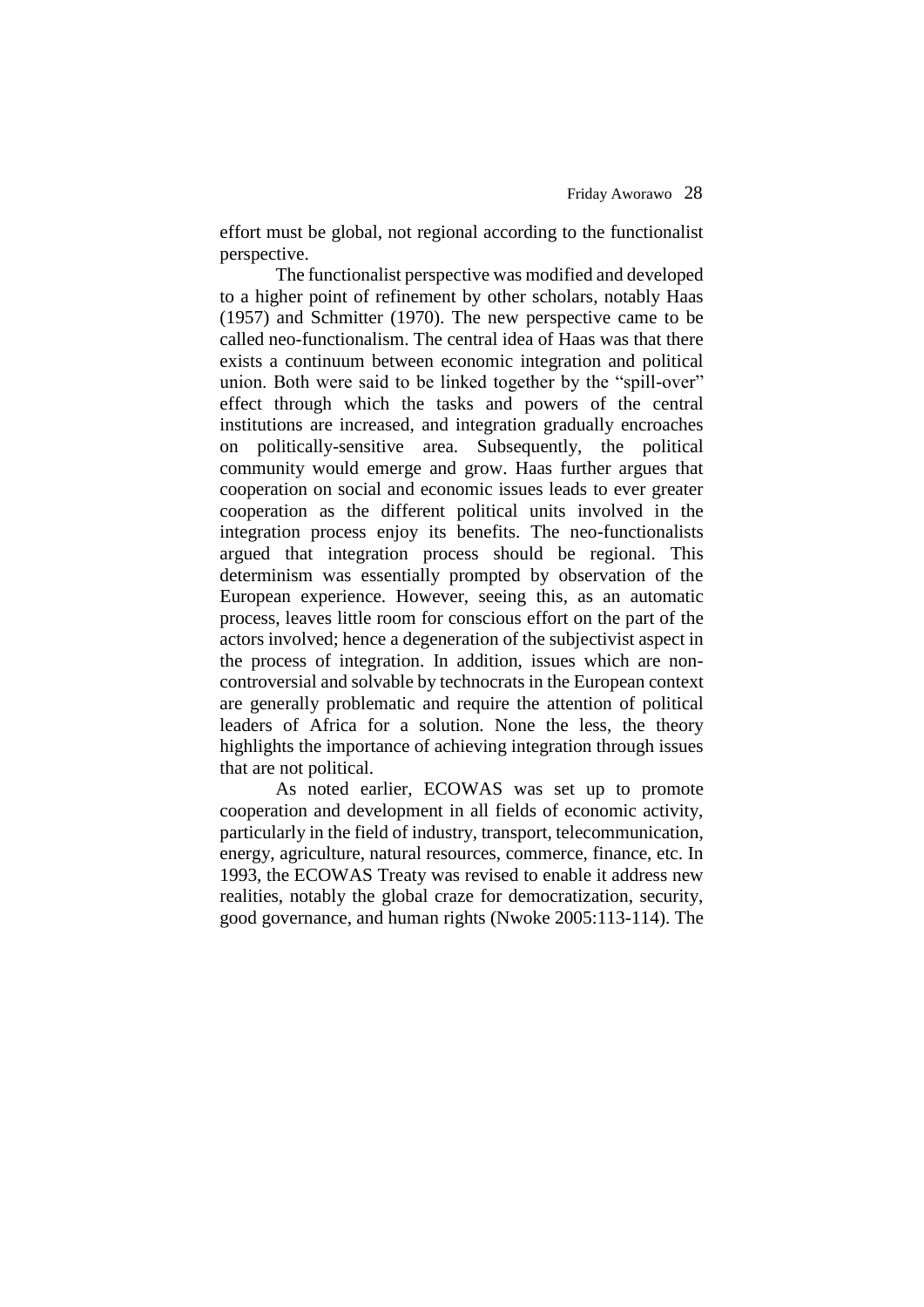effort must be global, not regional according to the functionalist perspective.

The functionalist perspective was modified and developed to a higher point of refinement by other scholars, notably Haas (1957) and Schmitter (1970). The new perspective came to be called neo-functionalism. The central idea of Haas was that there exists a continuum between economic integration and political union. Both were said to be linked together by the "spill-over" effect through which the tasks and powers of the central institutions are increased, and integration gradually encroaches on politically-sensitive area. Subsequently, the political community would emerge and grow. Haas further argues that cooperation on social and economic issues leads to ever greater cooperation as the different political units involved in the integration process enjoy its benefits. The neo-functionalists argued that integration process should be regional. This determinism was essentially prompted by observation of the European experience. However, seeing this, as an automatic process, leaves little room for conscious effort on the part of the actors involved; hence a degeneration of the subjectivist aspect in the process of integration. In addition, issues which are non-controversial and solvable by technocrats in the European context are generally problematic and require the attention of political leaders of Africa for a solution. None the less, the theory highlights the importance of achieving integration through issues that are not political.

As noted earlier, ECOWAS was set up to promote cooperation and development in all fields of economic activity, particularly in the field of industry, transport, telecommunication, energy, agriculture, natural resources, commerce, finance, etc. In 1993, the ECOWAS Treaty was revised to enable it address new realities, notably the global craze for democratization, security, good governance, and human rights (Nwoke 2005:113-114). The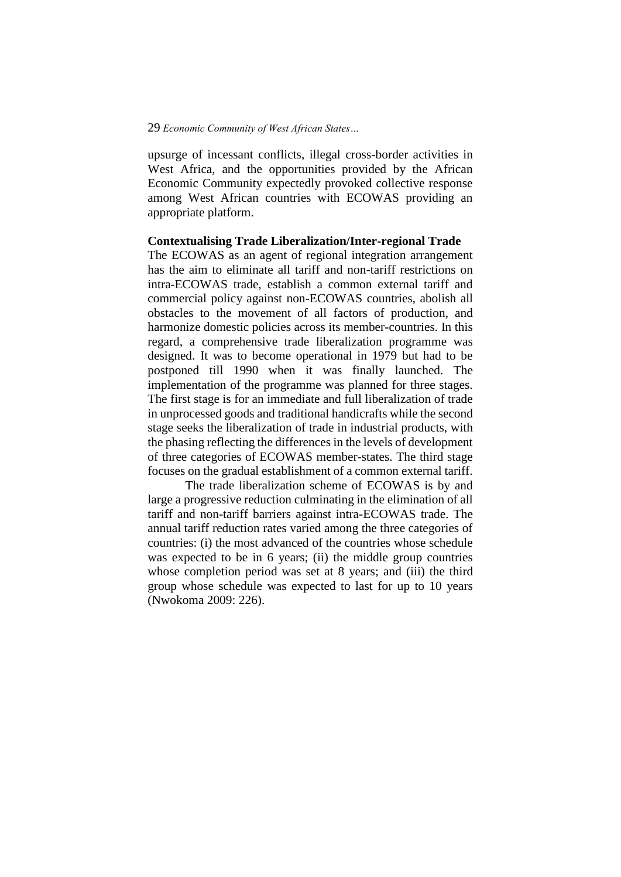upsurge of incessant conflicts, illegal cross-border activities in West Africa, and the opportunities provided by the African Economic Community expectedly provoked collective response among West African countries with ECOWAS providing an appropriate platform.

**Contextualising Trade Liberalization/Inter-regional Trade**

The ECOWAS as an agent of regional integration arrangement has the aim to eliminate all tariff and non-tariff restrictions on intra-ECOWAS trade, establish a common external tariff and commercial policy against non-ECOWAS countries, abolish all obstacles to the movement of all factors of production, and harmonize domestic policies across its member-countries. In this regard, a comprehensive trade liberalization programme was designed. It was to become operational in 1979 but had to be postponed till 1990 when it was finally launched. The implementation of the programme was planned for three stages. The first stage is for an immediate and full liberalization of trade in unprocessed goods and traditional handicrafts while the second stage seeks the liberalization of trade in industrial products, with the phasing reflecting the differences in the levels of development of three categories of ECOWAS member-states. The third stage focuses on the gradual establishment of a common external tariff.

The trade liberalization scheme of ECOWAS is by and large a progressive reduction culminating in the elimination of all tariff and non-tariff barriers against intra-ECOWAS trade. The annual tariff reduction rates varied among the three categories of countries: (i) the most advanced of the countries whose schedule was expected to be in 6 years; (ii) the middle group countries whose completion period was set at 8 years; and (iii) the third group whose schedule was expected to last for up to 10 years (Nwokoma 2009: 226).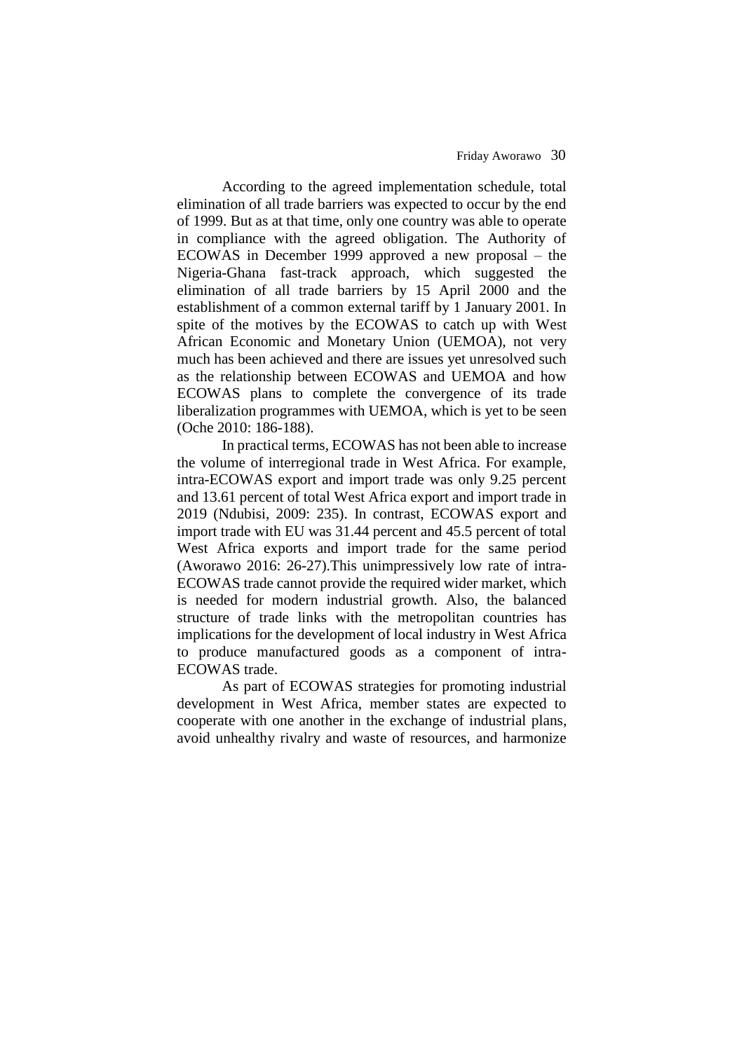According to the agreed implementation schedule, total elimination of all trade barriers was expected to occur by the end of 1999. But as at that time, only one country was able to operate in compliance with the agreed obligation. The Authority of ECOWAS in December 1999 approved a new proposal – the Nigeria-Ghana fast-track approach, which suggested the elimination of all trade barriers by 15 April 2000 and the establishment of a common external tariff by 1 January 2001. In spite of the motives by the ECOWAS to catch up with West African Economic and Monetary Union (UEMOA), not very much has been achieved and there are issues yet unresolved such as the relationship between ECOWAS and UEMOA and how ECOWAS plans to complete the convergence of its trade liberalization programmes with UEMOA, which is yet to be seen (Oche 2010: 186-188).

In practical terms, ECOWAS has not been able to increase the volume of interregional trade in West Africa. For example, intra-ECOWAS export and import trade was only 9.25 percent and 13.61 percent of total West Africa export and import trade in 2019 (Ndubisi, 2009: 235). In contrast, ECOWAS export and import trade with EU was 31.44 percent and 45.5 percent of total West Africa exports and import trade for the same period (Aworawo 2016: 26-27).This unimpressively low rate of intra-ECOWAS trade cannot provide the required wider market, which is needed for modern industrial growth. Also, the balanced structure of trade links with the metropolitan countries has implications for the development of local industry in West Africa to produce manufactured goods as a component of intra-ECOWAS trade.

As part of ECOWAS strategies for promoting industrial development in West Africa, member states are expected to cooperate with one another in the exchange of industrial plans, avoid unhealthy rivalry and waste of resources, and harmonize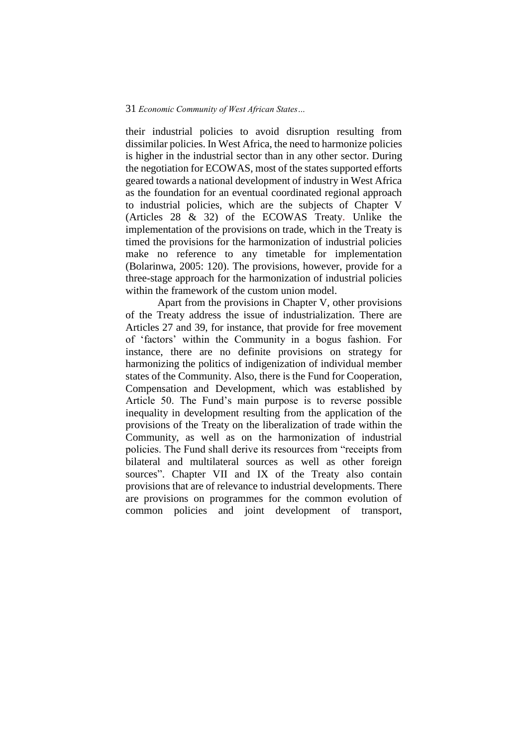their industrial policies to avoid disruption resulting from dissimilar policies. In West Africa, the need to harmonize policies is higher in the industrial sector than in any other sector. During the negotiation for ECOWAS, most of the states supported efforts geared towards a national development of industry in West Africa as the foundation for an eventual coordinated regional approach to industrial policies, which are the subjects of Chapter V (Articles 28 & 32) of the ECOWAS Treaty. Unlike the implementation of the provisions on trade, which in the Treaty is timed the provisions for the harmonization of industrial policies make no reference to any timetable for implementation (Bolarinwa, 2005: 120). The provisions, however, provide for a three-stage approach for the harmonization of industrial policies within the framework of the custom union model.

Apart from the provisions in Chapter V, other provisions of the Treaty address the issue of industrialization. There are Articles 27 and 39, for instance, that provide for free movement of 'factors' within the Community in a bogus fashion. For instance, there are no definite provisions on strategy for harmonizing the politics of indigenization of individual member states of the Community. Also, there is the Fund for Cooperation, Compensation and Development, which was established by Article 50. The Fund's main purpose is to reverse possible inequality in development resulting from the application of the provisions of the Treaty on the liberalization of trade within the Community, as well as on the harmonization of industrial policies. The Fund shall derive its resources from "receipts from bilateral and multilateral sources as well as other foreign sources". Chapter VII and IX of the Treaty also contain provisions that are of relevance to industrial developments. There are provisions on programmes for the common evolution of common policies and joint development of transport,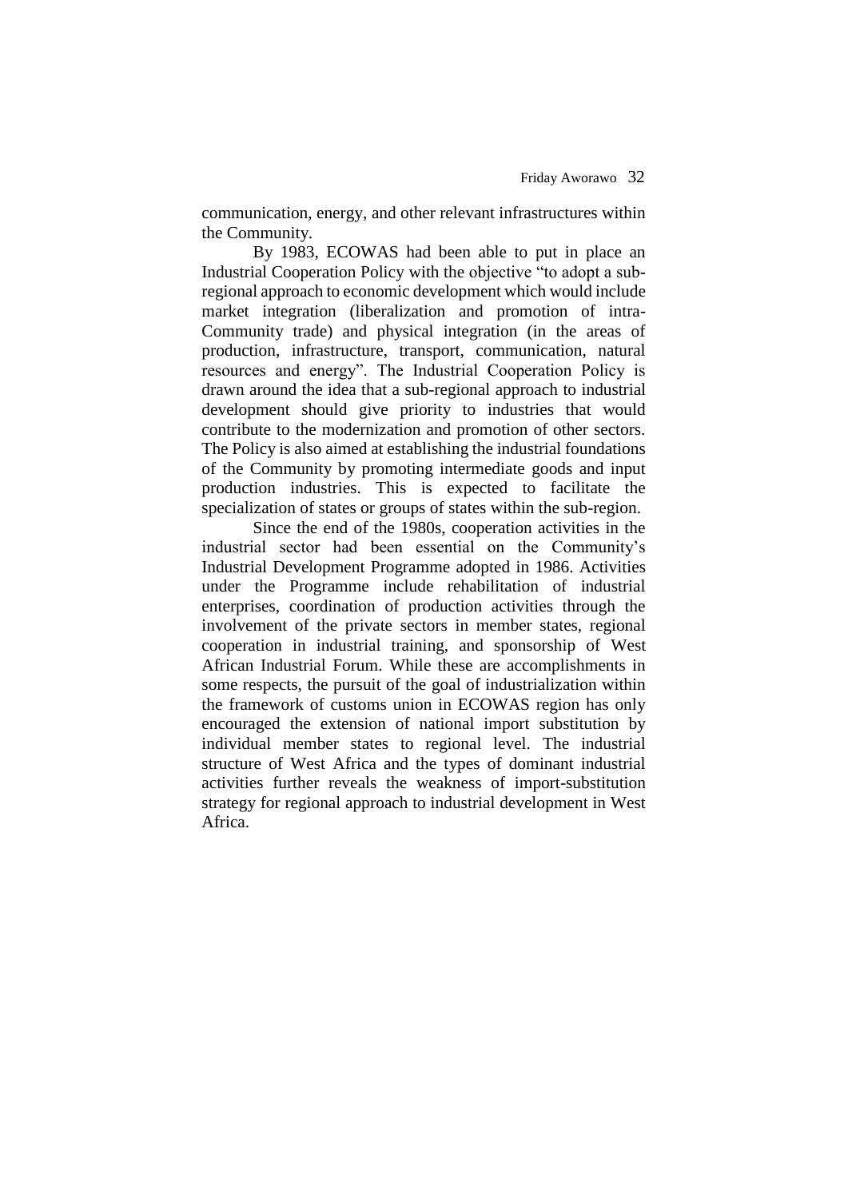communication, energy, and other relevant infrastructures within the Community.

By 1983, ECOWAS had been able to put in place an Industrial Cooperation Policy with the objective "to adopt a sub-regional approach to economic development which would include market integration (liberalization and promotion of intra-Community trade) and physical integration (in the areas of production, infrastructure, transport, communication, natural resources and energy". The Industrial Cooperation Policy is drawn around the idea that a sub-regional approach to industrial development should give priority to industries that would contribute to the modernization and promotion of other sectors. The Policy is also aimed at establishing the industrial foundations of the Community by promoting intermediate goods and input production industries. This is expected to facilitate the specialization of states or groups of states within the sub-region.

Since the end of the 1980s, cooperation activities in the industrial sector had been essential on the Community's Industrial Development Programme adopted in 1986. Activities under the Programme include rehabilitation of industrial enterprises, coordination of production activities through the involvement of the private sectors in member states, regional cooperation in industrial training, and sponsorship of West African Industrial Forum. While these are accomplishments in some respects, the pursuit of the goal of industrialization within the framework of customs union in ECOWAS region has only encouraged the extension of national import substitution by individual member states to regional level. The industrial structure of West Africa and the types of dominant industrial activities further reveals the weakness of import-substitution strategy for regional approach to industrial development in West Africa.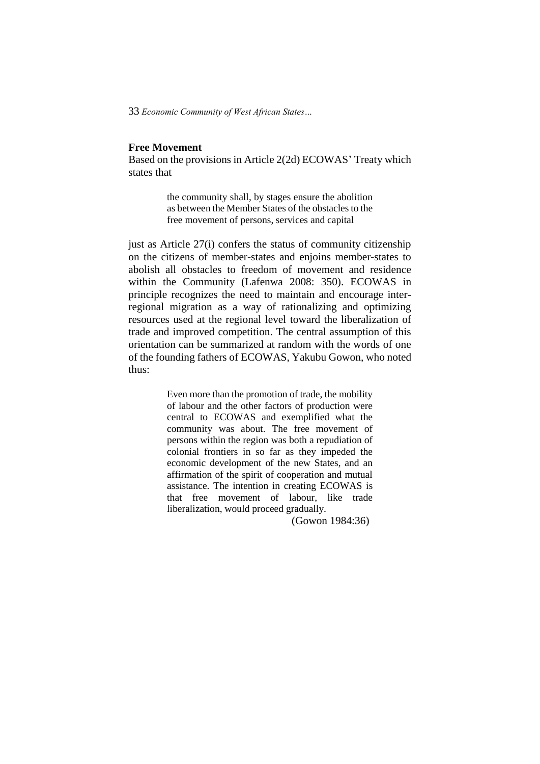## Free Movement

Based on the provisions in Article 2(2d) ECOWAS' Treaty which states that

> the community shall, by stages ensure the abolition as between the Member States of the obstacles to the free movement of persons, services and capital

just as Article 27(i) confers the status of community citizenship on the citizens of member-states and enjoins member-states to abolish all obstacles to freedom of movement and residence within the Community (Lafenwa 2008: 350). ECOWAS in principle recognizes the need to maintain and encourage inter-regional migration as a way of rationalizing and optimizing resources used at the regional level toward the liberalization of trade and improved competition. The central assumption of this orientation can be summarized at random with the words of one of the founding fathers of ECOWAS, Yakubu Gowon, who noted thus:

> Even more than the promotion of trade, the mobility of labour and the other factors of production were central to ECOWAS and exemplified what the community was about. The free movement of persons within the region was both a repudiation of colonial frontiers in so far as they impeded the economic development of the new States, and an affirmation of the spirit of cooperation and mutual assistance. The intention in creating ECOWAS is that free movement of labour, like trade liberalization, would proceed gradually.
>
> (Gowon 1984:36)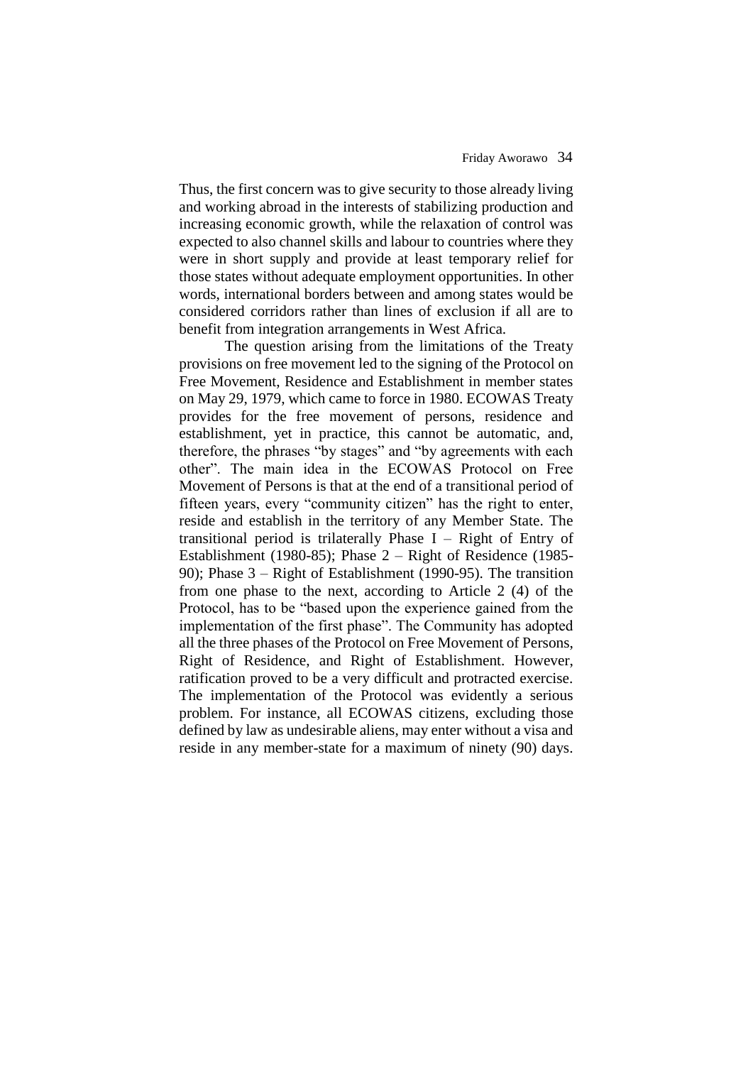Thus, the first concern was to give security to those already living and working abroad in the interests of stabilizing production and increasing economic growth, while the relaxation of control was expected to also channel skills and labour to countries where they were in short supply and provide at least temporary relief for those states without adequate employment opportunities. In other words, international borders between and among states would be considered corridors rather than lines of exclusion if all are to benefit from integration arrangements in West Africa.

The question arising from the limitations of the Treaty provisions on free movement led to the signing of the Protocol on Free Movement, Residence and Establishment in member states on May 29, 1979, which came to force in 1980. ECOWAS Treaty provides for the free movement of persons, residence and establishment, yet in practice, this cannot be automatic, and, therefore, the phrases "by stages" and "by agreements with each other". The main idea in the ECOWAS Protocol on Free Movement of Persons is that at the end of a transitional period of fifteen years, every "community citizen" has the right to enter, reside and establish in the territory of any Member State. The transitional period is trilaterally Phase I – Right of Entry of Establishment (1980-85); Phase 2 – Right of Residence (1985-90); Phase 3 – Right of Establishment (1990-95). The transition from one phase to the next, according to Article 2 (4) of the Protocol, has to be "based upon the experience gained from the implementation of the first phase". The Community has adopted all the three phases of the Protocol on Free Movement of Persons, Right of Residence, and Right of Establishment. However, ratification proved to be a very difficult and protracted exercise. The implementation of the Protocol was evidently a serious problem. For instance, all ECOWAS citizens, excluding those defined by law as undesirable aliens, may enter without a visa and reside in any member-state for a maximum of ninety (90) days.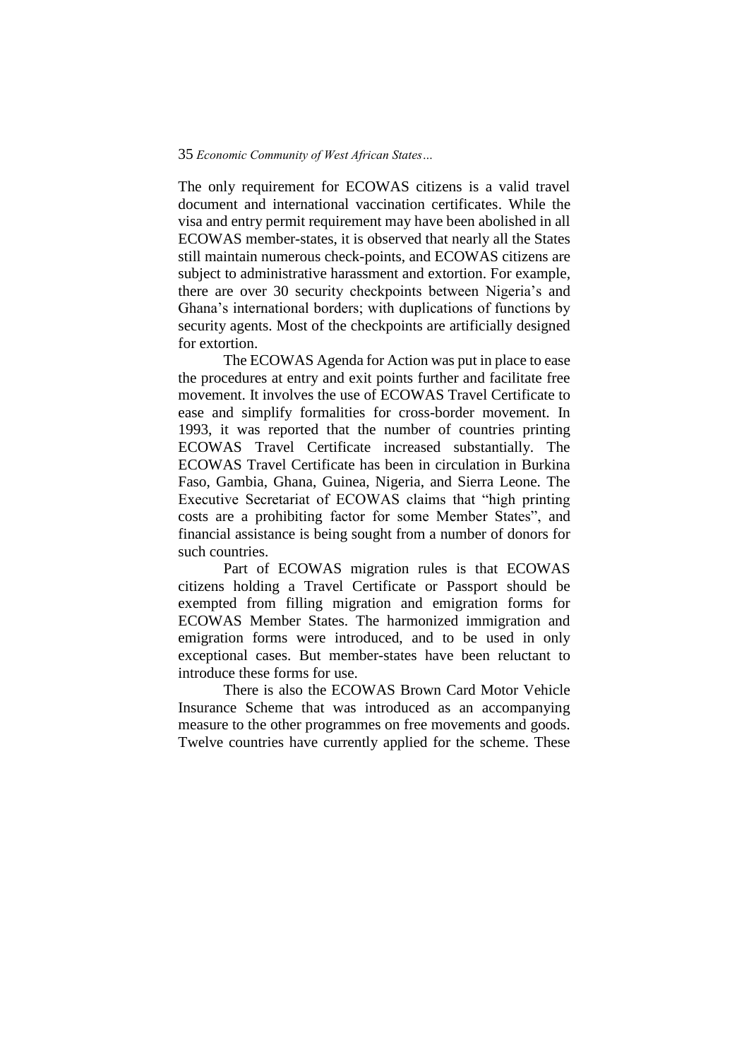The only requirement for ECOWAS citizens is a valid travel document and international vaccination certificates. While the visa and entry permit requirement may have been abolished in all ECOWAS member-states, it is observed that nearly all the States still maintain numerous check-points, and ECOWAS citizens are subject to administrative harassment and extortion. For example, there are over 30 security checkpoints between Nigeria's and Ghana's international borders; with duplications of functions by security agents. Most of the checkpoints are artificially designed for extortion.

The ECOWAS Agenda for Action was put in place to ease the procedures at entry and exit points further and facilitate free movement. It involves the use of ECOWAS Travel Certificate to ease and simplify formalities for cross-border movement. In 1993, it was reported that the number of countries printing ECOWAS Travel Certificate increased substantially. The ECOWAS Travel Certificate has been in circulation in Burkina Faso, Gambia, Ghana, Guinea, Nigeria, and Sierra Leone. The Executive Secretariat of ECOWAS claims that "high printing costs are a prohibiting factor for some Member States", and financial assistance is being sought from a number of donors for such countries.

Part of ECOWAS migration rules is that ECOWAS citizens holding a Travel Certificate or Passport should be exempted from filling migration and emigration forms for ECOWAS Member States. The harmonized immigration and emigration forms were introduced, and to be used in only exceptional cases. But member-states have been reluctant to introduce these forms for use.

There is also the ECOWAS Brown Card Motor Vehicle Insurance Scheme that was introduced as an accompanying measure to the other programmes on free movements and goods. Twelve countries have currently applied for the scheme. These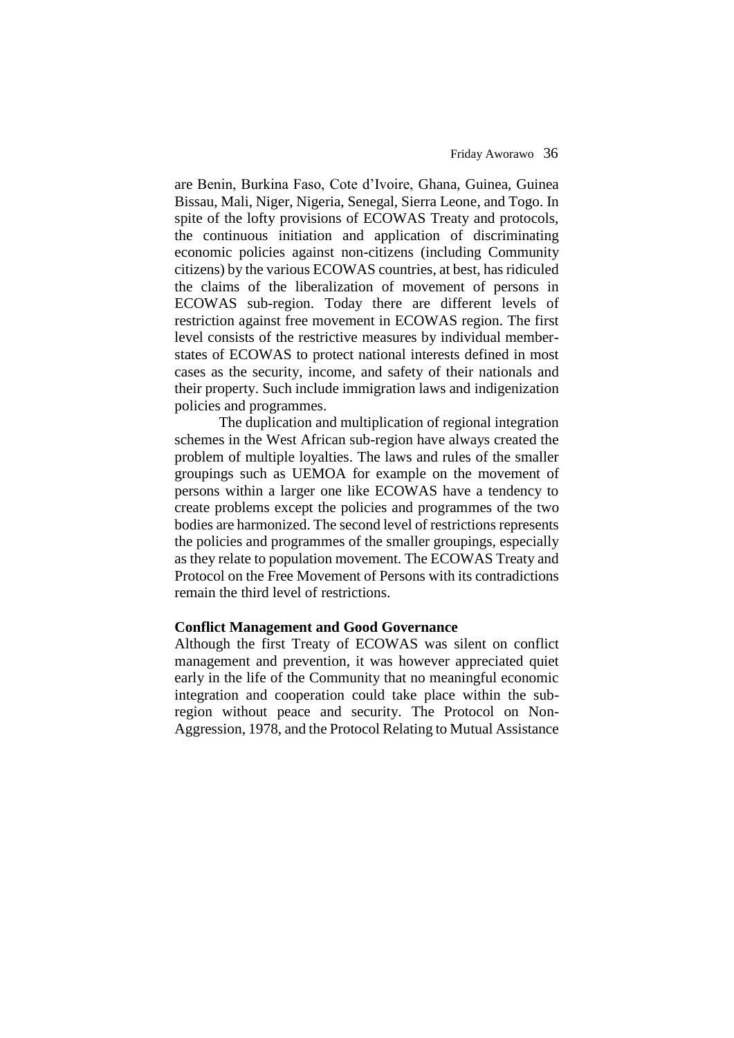are Benin, Burkina Faso, Cote d'Ivoire, Ghana, Guinea, Guinea Bissau, Mali, Niger, Nigeria, Senegal, Sierra Leone, and Togo. In spite of the lofty provisions of ECOWAS Treaty and protocols, the continuous initiation and application of discriminating economic policies against non-citizens (including Community citizens) by the various ECOWAS countries, at best, has ridiculed the claims of the liberalization of movement of persons in ECOWAS sub-region. Today there are different levels of restriction against free movement in ECOWAS region. The first level consists of the restrictive measures by individual member-states of ECOWAS to protect national interests defined in most cases as the security, income, and safety of their nationals and their property. Such include immigration laws and indigenization policies and programmes.

The duplication and multiplication of regional integration schemes in the West African sub-region have always created the problem of multiple loyalties. The laws and rules of the smaller groupings such as UEMOA for example on the movement of persons within a larger one like ECOWAS have a tendency to create problems except the policies and programmes of the two bodies are harmonized. The second level of restrictions represents the policies and programmes of the smaller groupings, especially as they relate to population movement. The ECOWAS Treaty and Protocol on the Free Movement of Persons with its contradictions remain the third level of restrictions.

**Conflict Management and Good Governance**

Although the first Treaty of ECOWAS was silent on conflict management and prevention, it was however appreciated quiet early in the life of the Community that no meaningful economic integration and cooperation could take place within the sub-region without peace and security. The Protocol on Non-Aggression, 1978, and the Protocol Relating to Mutual Assistance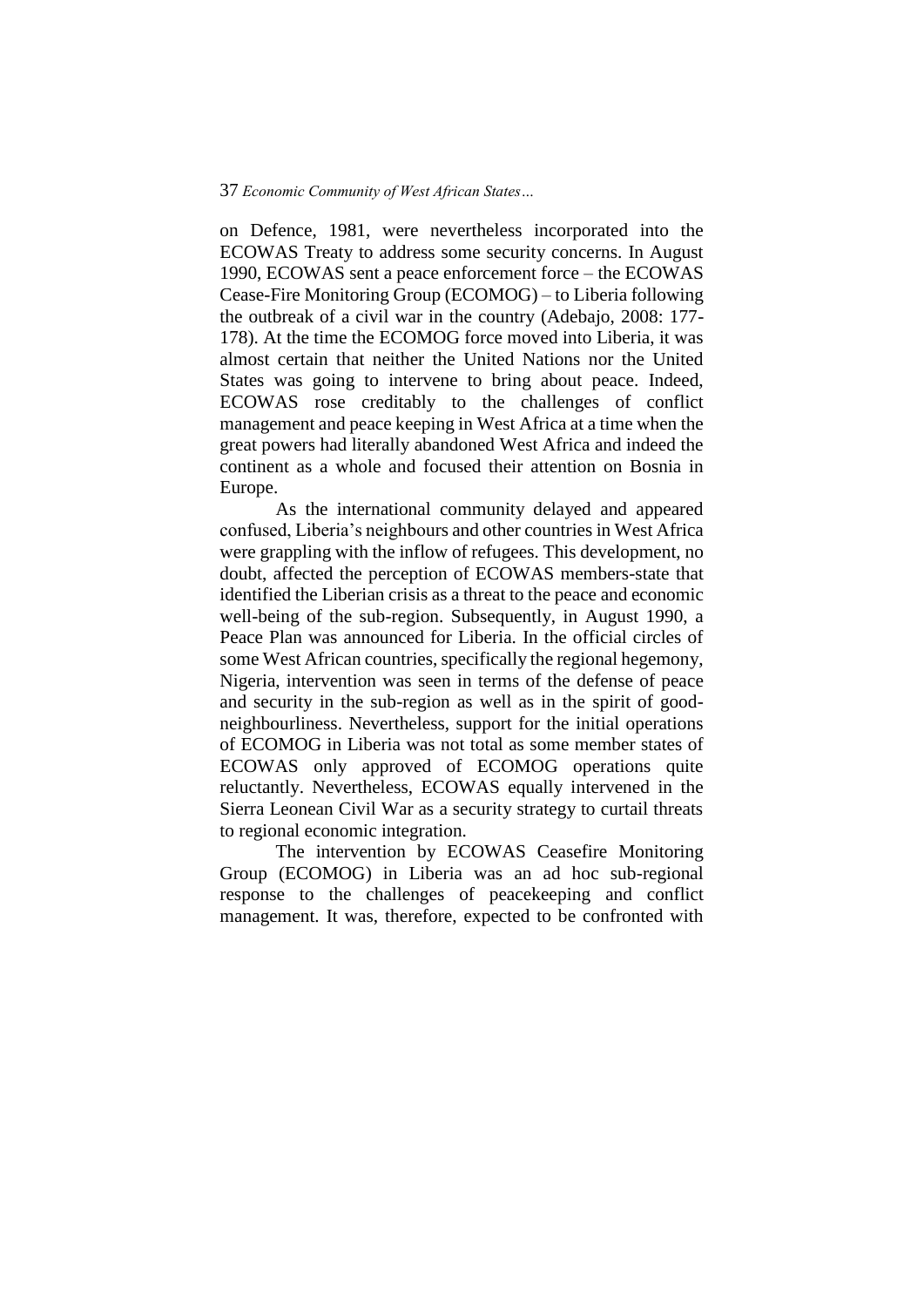on Defence, 1981, were nevertheless incorporated into the ECOWAS Treaty to address some security concerns. In August 1990, ECOWAS sent a peace enforcement force – the ECOWAS Cease-Fire Monitoring Group (ECOMOG) – to Liberia following the outbreak of a civil war in the country (Adebajo, 2008: 177-178). At the time the ECOMOG force moved into Liberia, it was almost certain that neither the United Nations nor the United States was going to intervene to bring about peace. Indeed, ECOWAS rose creditably to the challenges of conflict management and peace keeping in West Africa at a time when the great powers had literally abandoned West Africa and indeed the continent as a whole and focused their attention on Bosnia in Europe.

As the international community delayed and appeared confused, Liberia's neighbours and other countries in West Africa were grappling with the inflow of refugees. This development, no doubt, affected the perception of ECOWAS members-state that identified the Liberian crisis as a threat to the peace and economic well-being of the sub-region. Subsequently, in August 1990, a Peace Plan was announced for Liberia. In the official circles of some West African countries, specifically the regional hegemony, Nigeria, intervention was seen in terms of the defense of peace and security in the sub-region as well as in the spirit of good-neighbourliness. Nevertheless, support for the initial operations of ECOMOG in Liberia was not total as some member states of ECOWAS only approved of ECOMOG operations quite reluctantly. Nevertheless, ECOWAS equally intervened in the Sierra Leonean Civil War as a security strategy to curtail threats to regional economic integration.

The intervention by ECOWAS Ceasefire Monitoring Group (ECOMOG) in Liberia was an ad hoc sub-regional response to the challenges of peacekeeping and conflict management. It was, therefore, expected to be confronted with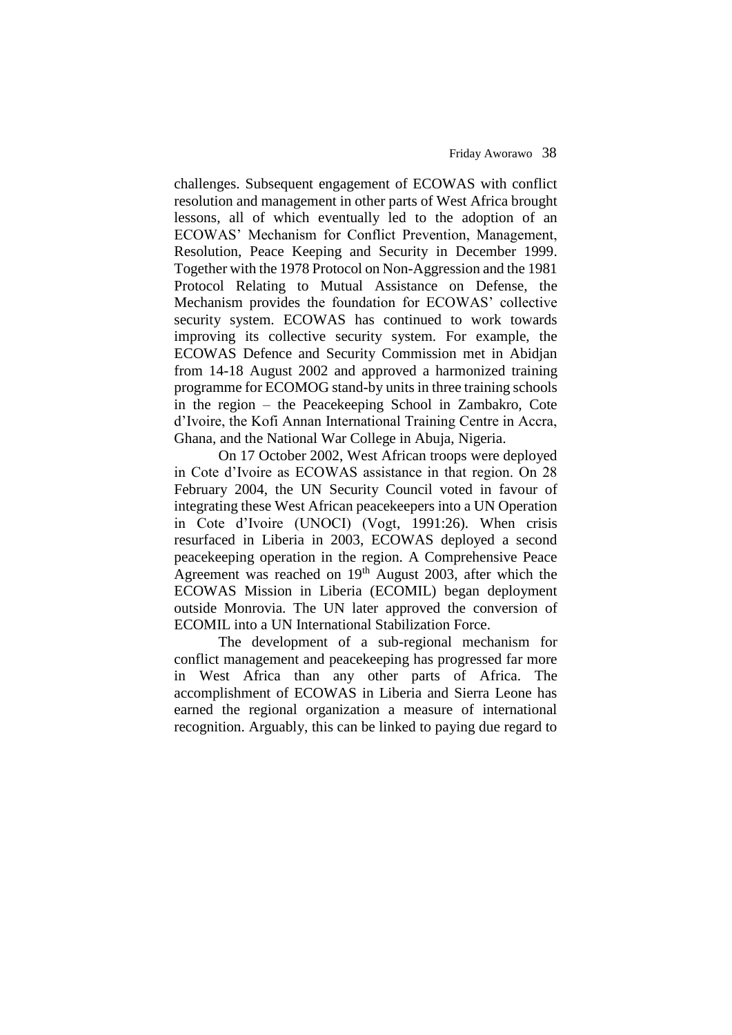challenges. Subsequent engagement of ECOWAS with conflict resolution and management in other parts of West Africa brought lessons, all of which eventually led to the adoption of an ECOWAS' Mechanism for Conflict Prevention, Management, Resolution, Peace Keeping and Security in December 1999. Together with the 1978 Protocol on Non-Aggression and the 1981 Protocol Relating to Mutual Assistance on Defense, the Mechanism provides the foundation for ECOWAS' collective security system. ECOWAS has continued to work towards improving its collective security system. For example, the ECOWAS Defence and Security Commission met in Abidjan from 14-18 August 2002 and approved a harmonized training programme for ECOMOG stand-by units in three training schools in the region – the Peacekeeping School in Zambakro, Cote d'Ivoire, the Kofi Annan International Training Centre in Accra, Ghana, and the National War College in Abuja, Nigeria.

On 17 October 2002, West African troops were deployed in Cote d'Ivoire as ECOWAS assistance in that region. On 28 February 2004, the UN Security Council voted in favour of integrating these West African peacekeepers into a UN Operation in Cote d'Ivoire (UNOCI) (Vogt, 1991:26). When crisis resurfaced in Liberia in 2003, ECOWAS deployed a second peacekeeping operation in the region. A Comprehensive Peace Agreement was reached on 19th August 2003, after which the ECOWAS Mission in Liberia (ECOMIL) began deployment outside Monrovia. The UN later approved the conversion of ECOMIL into a UN International Stabilization Force.

The development of a sub-regional mechanism for conflict management and peacekeeping has progressed far more in West Africa than any other parts of Africa. The accomplishment of ECOWAS in Liberia and Sierra Leone has earned the regional organization a measure of international recognition. Arguably, this can be linked to paying due regard to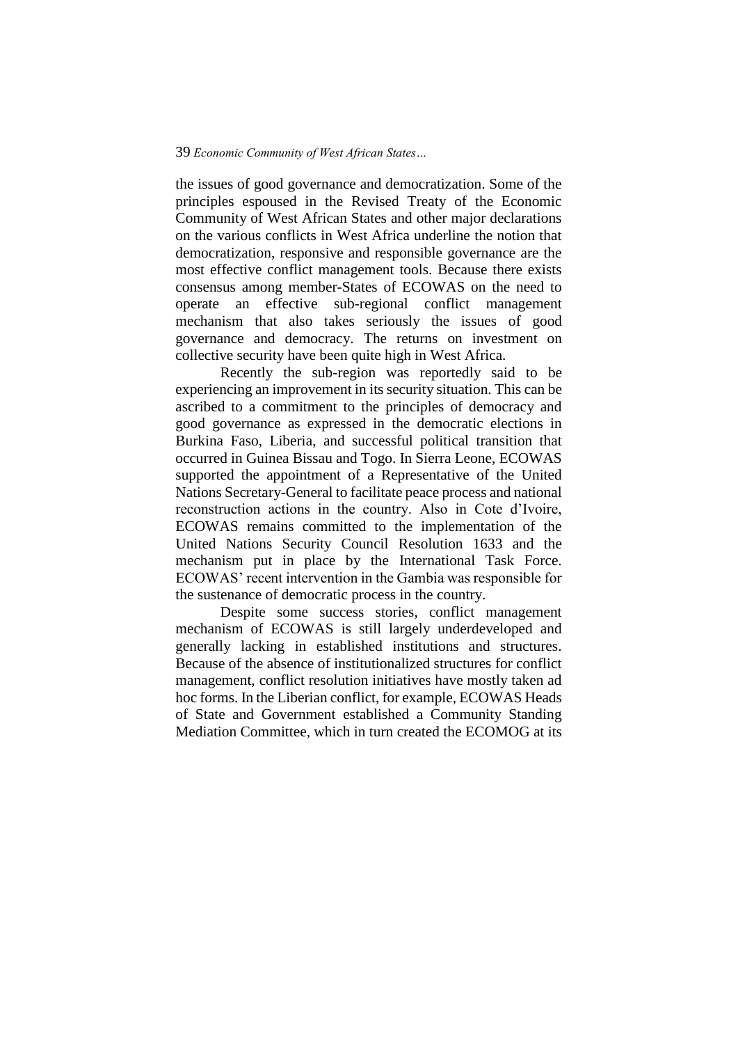the issues of good governance and democratization. Some of the principles espoused in the Revised Treaty of the Economic Community of West African States and other major declarations on the various conflicts in West Africa underline the notion that democratization, responsive and responsible governance are the most effective conflict management tools. Because there exists consensus among member-States of ECOWAS on the need to operate an effective sub-regional conflict management mechanism that also takes seriously the issues of good governance and democracy. The returns on investment on collective security have been quite high in West Africa.

Recently the sub-region was reportedly said to be experiencing an improvement in its security situation. This can be ascribed to a commitment to the principles of democracy and good governance as expressed in the democratic elections in Burkina Faso, Liberia, and successful political transition that occurred in Guinea Bissau and Togo. In Sierra Leone, ECOWAS supported the appointment of a Representative of the United Nations Secretary-General to facilitate peace process and national reconstruction actions in the country. Also in Cote d'Ivoire, ECOWAS remains committed to the implementation of the United Nations Security Council Resolution 1633 and the mechanism put in place by the International Task Force. ECOWAS' recent intervention in the Gambia was responsible for the sustenance of democratic process in the country.

Despite some success stories, conflict management mechanism of ECOWAS is still largely underdeveloped and generally lacking in established institutions and structures. Because of the absence of institutionalized structures for conflict management, conflict resolution initiatives have mostly taken ad hoc forms. In the Liberian conflict, for example, ECOWAS Heads of State and Government established a Community Standing Mediation Committee, which in turn created the ECOMOG at its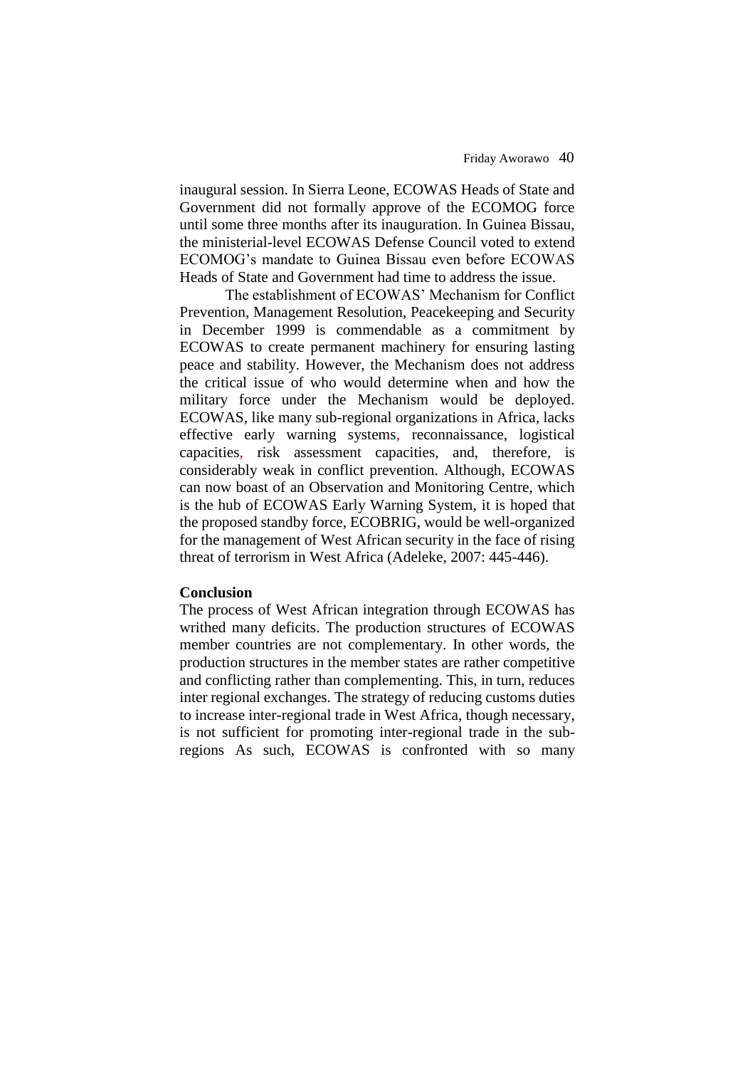inaugural session. In Sierra Leone, ECOWAS Heads of State and Government did not formally approve of the ECOMOG force until some three months after its inauguration. In Guinea Bissau, the ministerial-level ECOWAS Defense Council voted to extend ECOMOG's mandate to Guinea Bissau even before ECOWAS Heads of State and Government had time to address the issue.

The establishment of ECOWAS' Mechanism for Conflict Prevention, Management Resolution, Peacekeeping and Security in December 1999 is commendable as a commitment by ECOWAS to create permanent machinery for ensuring lasting peace and stability. However, the Mechanism does not address the critical issue of who would determine when and how the military force under the Mechanism would be deployed. ECOWAS, like many sub-regional organizations in Africa, lacks effective early warning systems, reconnaissance, logistical capacities, risk assessment capacities, and, therefore, is considerably weak in conflict prevention. Although, ECOWAS can now boast of an Observation and Monitoring Centre, which is the hub of ECOWAS Early Warning System, it is hoped that the proposed standby force, ECOBRIG, would be well-organized for the management of West African security in the face of rising threat of terrorism in West Africa (Adeleke, 2007: 445-446).

**Conclusion**

The process of West African integration through ECOWAS has writhed many deficits. The production structures of ECOWAS member countries are not complementary. In other words, the production structures in the member states are rather competitive and conflicting rather than complementing. This, in turn, reduces inter regional exchanges. The strategy of reducing customs duties to increase inter-regional trade in West Africa, though necessary, is not sufficient for promoting inter-regional trade in the sub-regions As such, ECOWAS is confronted with so many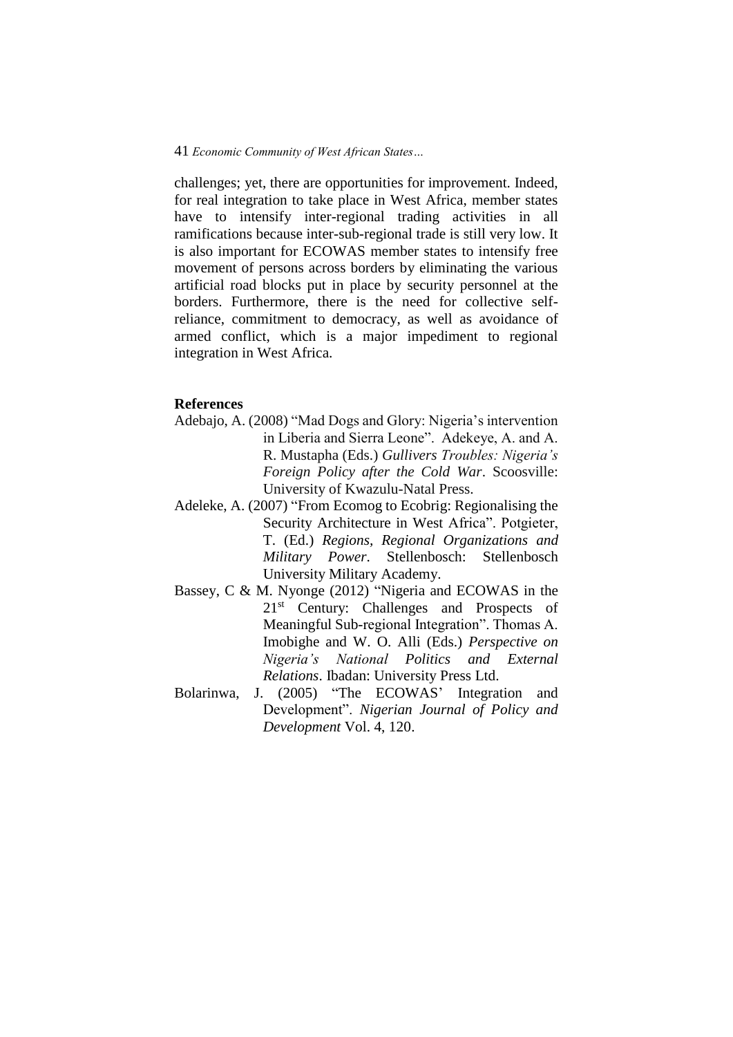challenges; yet, there are opportunities for improvement. Indeed, for real integration to take place in West Africa, member states have to intensify inter-regional trading activities in all ramifications because inter-sub-regional trade is still very low. It is also important for ECOWAS member states to intensify free movement of persons across borders by eliminating the various artificial road blocks put in place by security personnel at the borders. Furthermore, there is the need for collective self-reliance, commitment to democracy, as well as avoidance of armed conflict, which is a major impediment to regional integration in West Africa.

**References**

Adebajo, A. (2008) "Mad Dogs and Glory: Nigeria's intervention in Liberia and Sierra Leone". Adekeye, A. and A. R. Mustapha (Eds.) *Gullivers Troubles: Nigeria's Foreign Policy after the Cold War*. Scoosville: University of Kwazulu-Natal Press.

Adeleke, A. (2007) "From Ecomog to Ecobrig: Regionalising the Security Architecture in West Africa". Potgieter, T. (Ed.) *Regions, Regional Organizations and Military Power*. Stellenbosch: Stellenbosch University Military Academy.

Bassey, C & M. Nyonge (2012) "Nigeria and ECOWAS in the 21st Century: Challenges and Prospects of Meaningful Sub-regional Integration". Thomas A. Imobighe and W. O. Alli (Eds.) *Perspective on Nigeria's National Politics and External Relations*. Ibadan: University Press Ltd.

Bolarinwa, J. (2005) "The ECOWAS' Integration and Development". *Nigerian Journal of Policy and Development* Vol. 4, 120.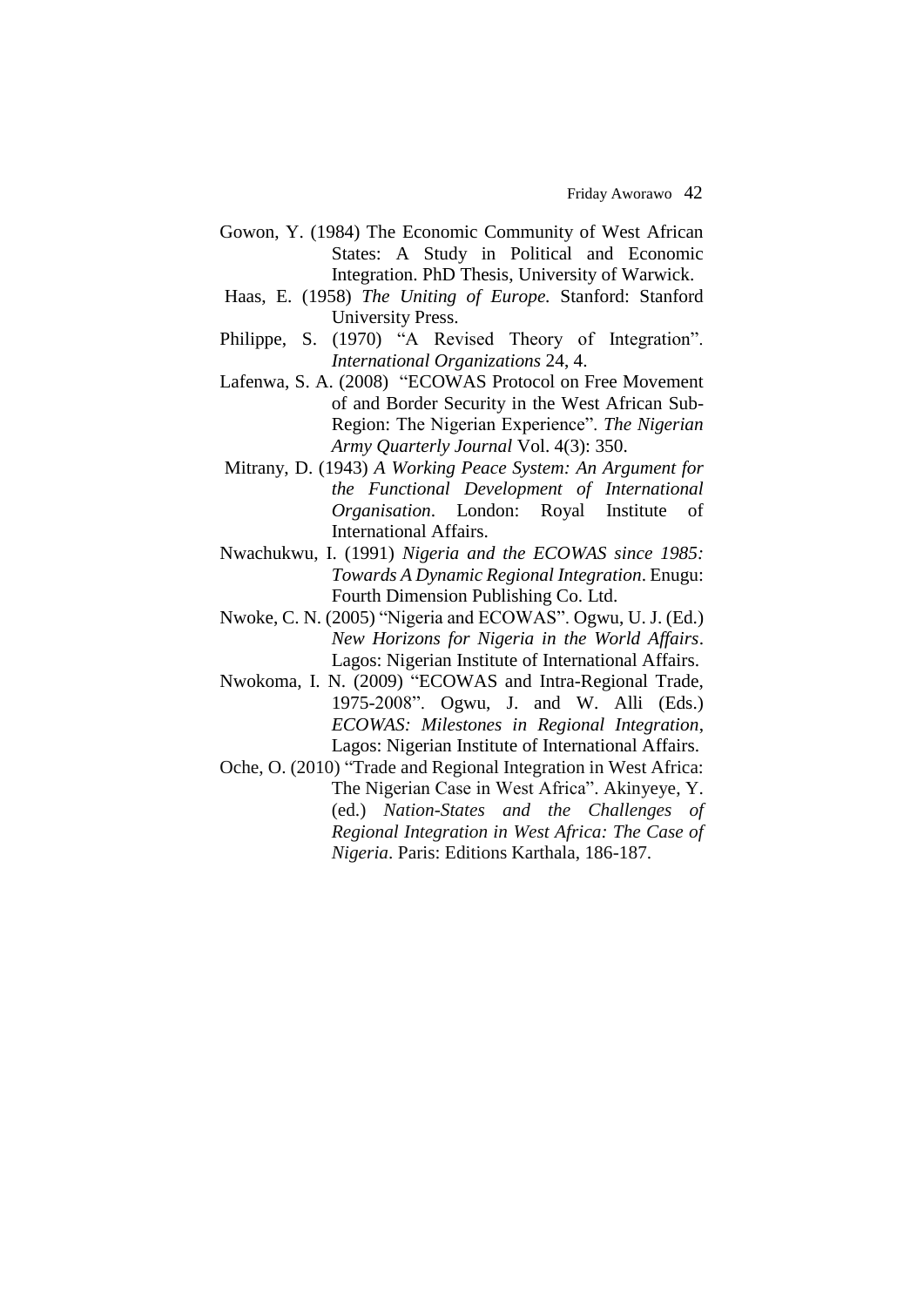Gowon, Y. (1984) The Economic Community of West African States: A Study in Political and Economic Integration. PhD Thesis, University of Warwick.

Haas, E. (1958) *The Uniting of Europe.* Stanford: Stanford University Press.

Philippe, S. (1970) "A Revised Theory of Integration". *International Organizations* 24, 4.

Lafenwa, S. A. (2008) "ECOWAS Protocol on Free Movement of and Border Security in the West African Sub-Region: The Nigerian Experience". *The Nigerian Army Quarterly Journal* Vol. 4(3): 350.

Mitrany, D. (1943) *A Working Peace System: An Argument for the Functional Development of International Organisation*. London: Royal Institute of International Affairs.

Nwachukwu, I. (1991) *Nigeria and the ECOWAS since 1985: Towards A Dynamic Regional Integration*. Enugu: Fourth Dimension Publishing Co. Ltd.

Nwoke, C. N. (2005) "Nigeria and ECOWAS". Ogwu, U. J. (Ed.) *New Horizons for Nigeria in the World Affairs*. Lagos: Nigerian Institute of International Affairs.

Nwokoma, I. N. (2009) "ECOWAS and Intra-Regional Trade, 1975-2008". Ogwu, J. and W. Alli (Eds.) *ECOWAS: Milestones in Regional Integration*, Lagos: Nigerian Institute of International Affairs.

Oche, O. (2010) "Trade and Regional Integration in West Africa: The Nigerian Case in West Africa". Akinyeye, Y. (ed.) *Nation-States and the Challenges of Regional Integration in West Africa: The Case of Nigeria*. Paris: Editions Karthala, 186-187.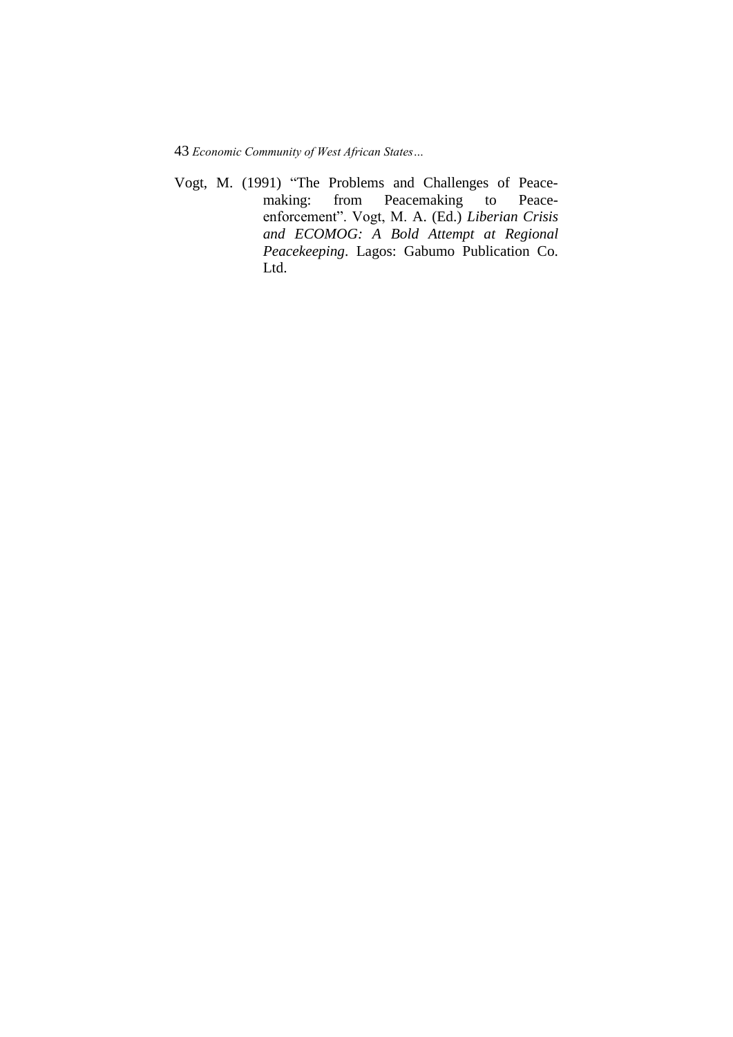Vogt, M. (1991) "The Problems and Challenges of Peace-making: from Peacemaking to Peace-enforcement". Vogt, M. A. (Ed.) *Liberian Crisis and ECOMOG: A Bold Attempt at Regional Peacekeeping*. Lagos: Gabumo Publication Co. Ltd.